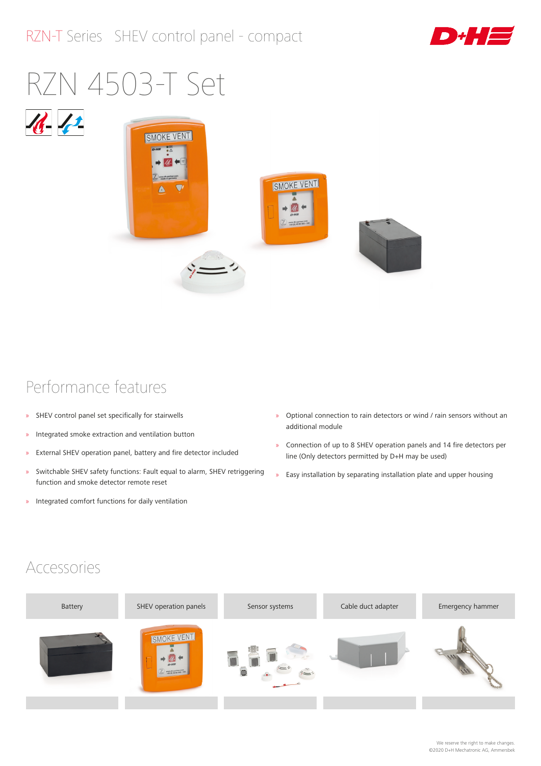RZN-T Series SHEV control panel - compact

# RZN 4503-T Set

## Performance features

- SHEV control panel set specifically for stairwells
- Integrated smoke extraction and ventilation button
- External SHEV operation panel, battery and fire detector included
- Switchable SHEV safety functions: Fault equal to alarm, SHEV retriggering function and smoke detector remote reset
- Integrated comfort functions for daily ventilation
- Optional connection to rain detectors or wind / rain sensors without an additional module
- Connection of up to 8 SHEV operation panels and 14 fire detectors per line (Only detectors permitted by D+H may be used)
- Easy installation by separating installation plate and upper housing

## Accessories

| Battery | SHEV operation panels | Sensor systems | Cable duct adapter | Emergency hammer |
|---|---|---|---|---|

We reserve the right to make changes.
©2020 D+H Mechatronic AG, Ammersbek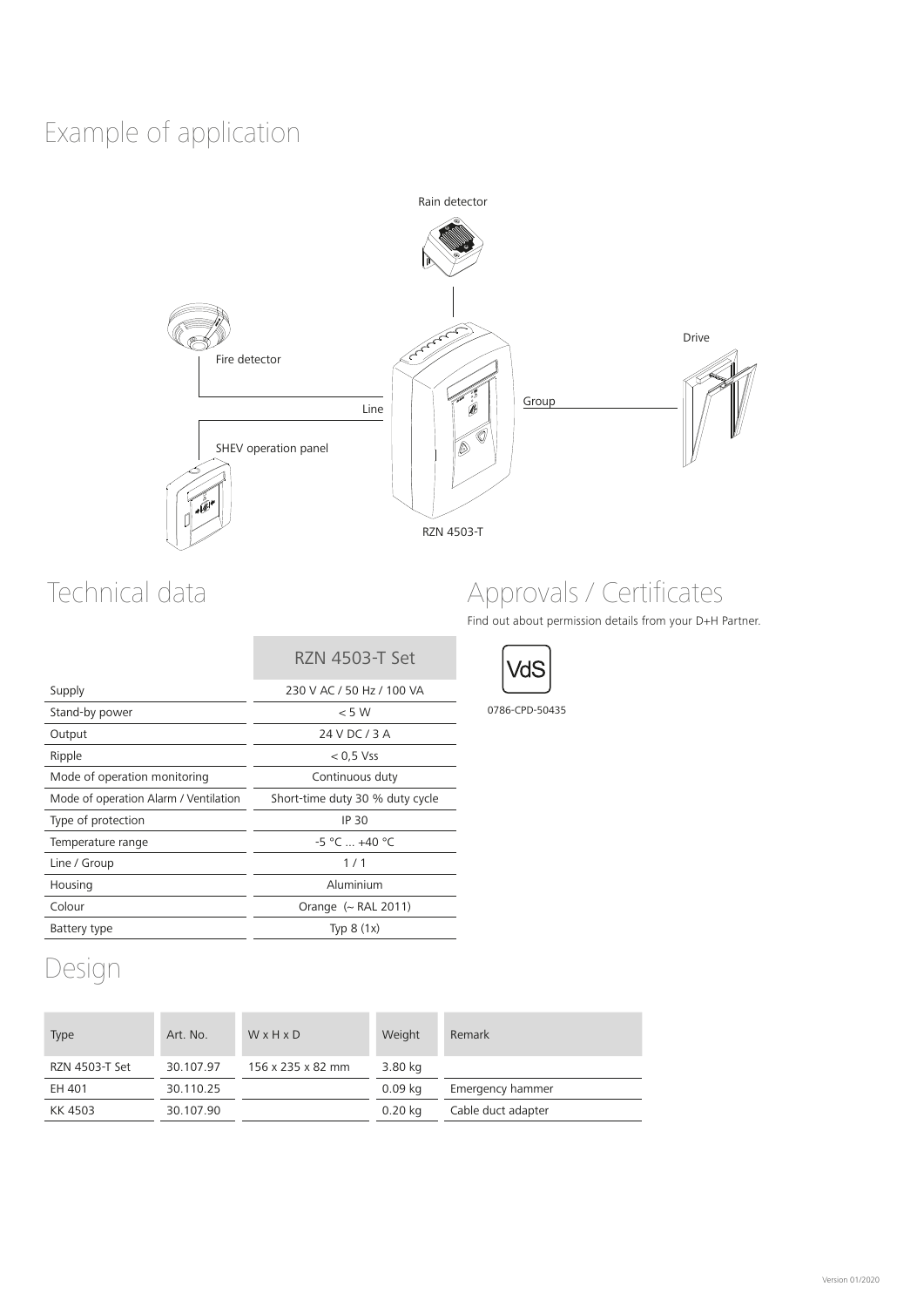# Example of application

Rain detector

Fire detector

Drive

Line

Group

SHEV operation panel

RZN 4503-T

# Technical data

| | RZN 4503-T Set |
|---|---|
| Supply | 230 V AC / 50 Hz / 100 VA |
| Stand-by power | < 5 W |
| Output | 24 V DC / 3 A |
| Ripple | < 0,5 Vss |
| Mode of operation monitoring | Continuous duty |
| Mode of operation Alarm / Ventilation | Short-time duty 30 % duty cycle |
| Type of protection | IP 30 |
| Temperature range | -5 °C ... +40 °C |
| Line / Group | 1 / 1 |
| Housing | Aluminium |
| Colour | Orange (~ RAL 2011) |
| Battery type | Typ 8 (1x) |

# Approvals / Certificates

Find out about permission details from your D+H Partner.

VdS

0786-CPD-50435

# Design

| Type | Art. No. | W x H x D | Weight | Remark |
|---|---|---|---|---|
| RZN 4503-T Set | 30.107.97 | 156 x 235 x 82 mm | 3.80 kg | |
| EH 401 | 30.110.25 | | 0.09 kg | Emergency hammer |
| KK 4503 | 30.107.90 | | 0.20 kg | Cable duct adapter |

Version 01/2020